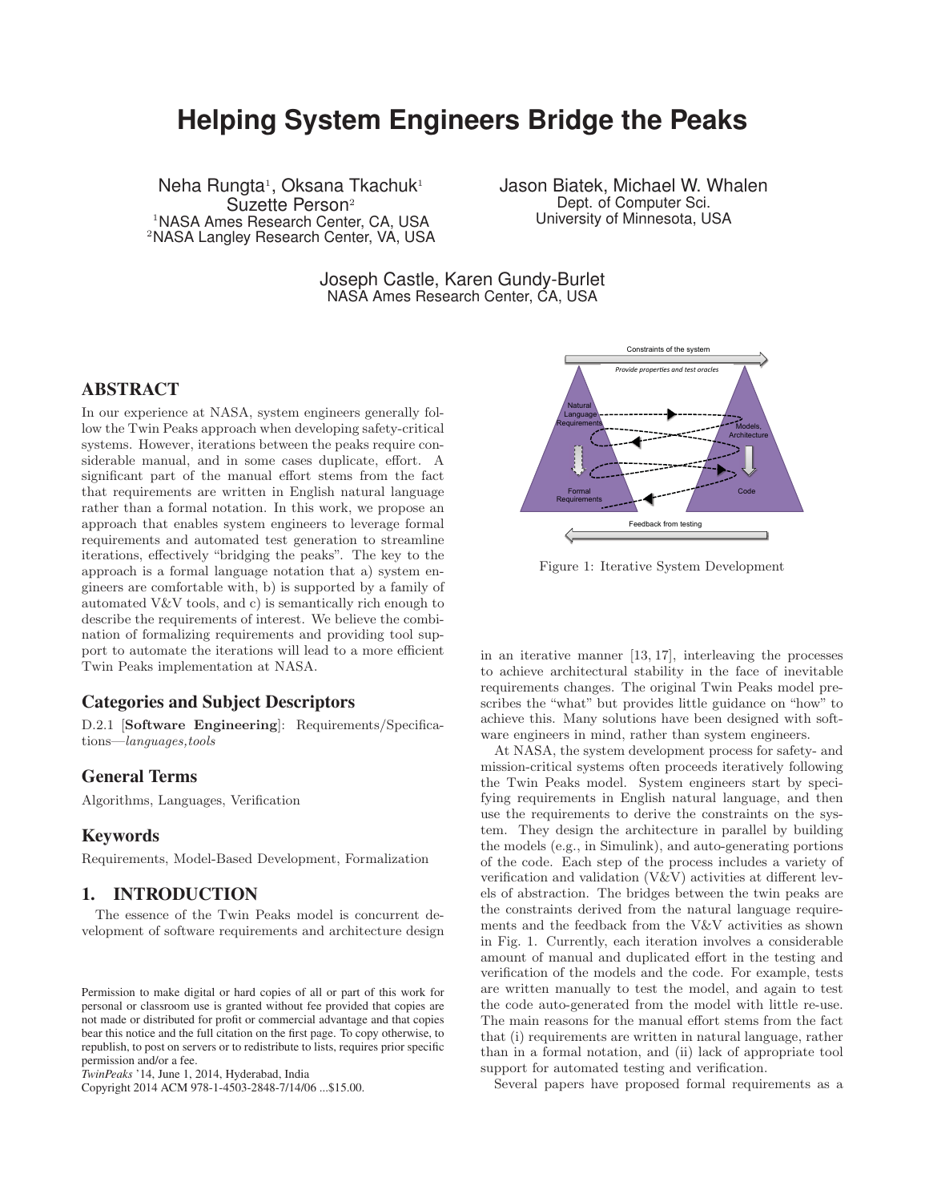# Helping System Engineers Bridge the Peaks

Neha Rungta[1], Oksana Tkachuk[1]
Suzette Person[2]
[1]NASA Ames Research Center, CA, USA
[2]NASA Langley Research Center, VA, USA

Jason Biatek, Michael W. Whalen
Dept. of Computer Sci.
University of Minnesota, USA

Joseph Castle, Karen Gundy-Burlet
NASA Ames Research Center, CA, USA

## ABSTRACT

In our experience at NASA, system engineers generally follow the Twin Peaks approach when developing safety-critical systems. However, iterations between the peaks require considerable manual, and in some cases duplicate, effort. A significant part of the manual effort stems from the fact that requirements are written in English natural language rather than a formal notation. In this work, we propose an approach that enables system engineers to leverage formal requirements and automated test generation to streamline iterations, effectively "bridging the peaks". The key to the approach is a formal language notation that a) system engineers are comfortable with, b) is supported by a family of automated V&V tools, and c) is semantically rich enough to describe the requirements of interest. We believe the combination of formalizing requirements and providing tool support to automate the iterations will lead to a more efficient Twin Peaks implementation at NASA.

### Categories and Subject Descriptors

D.2.1 [**Software Engineering**]: Requirements/Specifications—*languages,tools*

### General Terms

Algorithms, Languages, Verification

### Keywords

Requirements, Model-Based Development, Formalization

## 1. INTRODUCTION

The essence of the Twin Peaks model is concurrent development of software requirements and architecture design in an iterative manner [13, 17], interleaving the processes to achieve architectural stability in the face of inevitable requirements changes. The original Twin Peaks model prescribes the "what" but provides little guidance on "how" to achieve this. Many solutions have been designed with software engineers in mind, rather than system engineers.

Figure 1: Iterative System Development

At NASA, the system development process for safety- and mission-critical systems often proceeds iteratively following the Twin Peaks model. System engineers start by specifying requirements in English natural language, and then use the requirements to derive the constraints on the system. They design the architecture in parallel by building the models (e.g., in Simulink), and auto-generating portions of the code. Each step of the process includes a variety of verification and validation (V&V) activities at different levels of abstraction. The bridges between the twin peaks are the constraints derived from the natural language requirements and the feedback from the V&V activities as shown in Fig. 1. Currently, each iteration involves a considerable amount of manual and duplicated effort in the testing and verification of the models and the code. For example, tests are written manually to test the model, and again to test the code auto-generated from the model with little re-use. The main reasons for the manual effort stems from the fact that (i) requirements are written in natural language, rather than in a formal notation, and (ii) lack of appropriate tool support for automated testing and verification.

Several papers have proposed formal requirements as a

Permission to make digital or hard copies of all or part of this work for personal or classroom use is granted without fee provided that copies are not made or distributed for profit or commercial advantage and that copies bear this notice and the full citation on the first page. To copy otherwise, to republish, to post on servers or to redistribute to lists, requires prior specific permission and/or a fee.
*TwinPeaks* '14, June 1, 2014, Hyderabad, India
Copyright 2014 ACM 978-1-4503-2848-7/14/06 ...$15.00.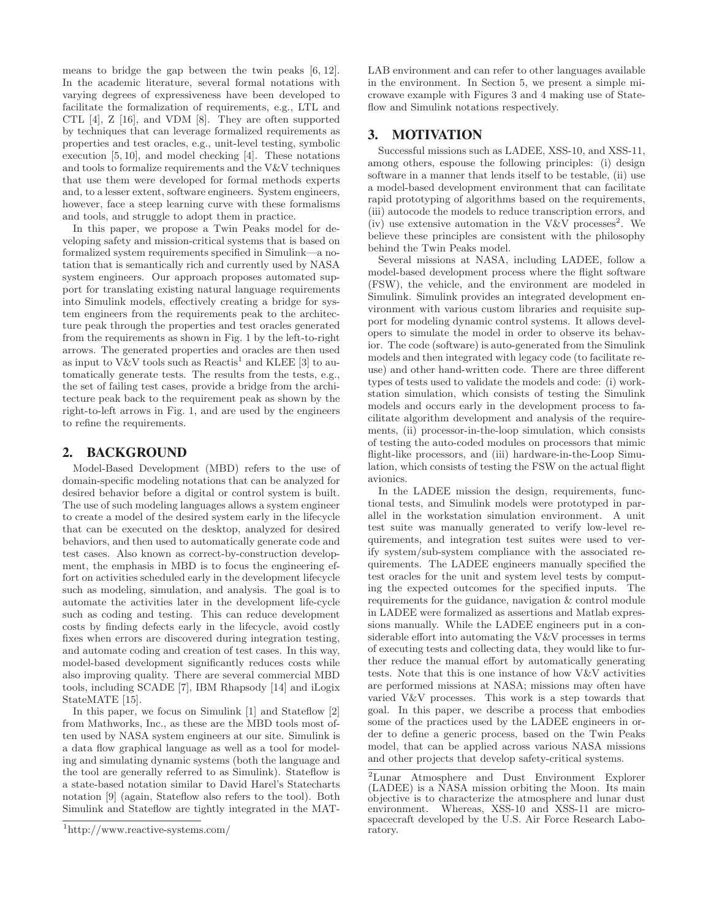means to bridge the gap between the twin peaks [6, 12]. In the academic literature, several formal notations with varying degrees of expressiveness have been developed to facilitate the formalization of requirements, e.g., LTL and CTL [4], Z [16], and VDM [8]. They are often supported by techniques that can leverage formalized requirements as properties and test oracles, e.g., unit-level testing, symbolic execution [5, 10], and model checking [4]. These notations and tools to formalize requirements and the V&V techniques that use them were developed for formal methods experts and, to a lesser extent, software engineers. System engineers, however, face a steep learning curve with these formalisms and tools, and struggle to adopt them in practice.

In this paper, we propose a Twin Peaks model for developing safety and mission-critical systems that is based on formalized system requirements specified in Simulink—a notation that is semantically rich and currently used by NASA system engineers. Our approach proposes automated support for translating existing natural language requirements into Simulink models, effectively creating a bridge for system engineers from the requirements peak to the architecture peak through the properties and test oracles generated from the requirements as shown in Fig. 1 by the left-to-right arrows. The generated properties and oracles are then used as input to V&V tools such as Reactis[1] and KLEE [3] to automatically generate tests. The results from the tests, e.g., the set of failing test cases, provide a bridge from the architecture peak back to the requirement peak as shown by the right-to-left arrows in Fig. 1, and are used by the engineers to refine the requirements.

## 2. BACKGROUND

Model-Based Development (MBD) refers to the use of domain-specific modeling notations that can be analyzed for desired behavior before a digital or control system is built. The use of such modeling languages allows a system engineer to create a model of the desired system early in the lifecycle that can be executed on the desktop, analyzed for desired behaviors, and then used to automatically generate code and test cases. Also known as correct-by-construction development, the emphasis in MBD is to focus the engineering effort on activities scheduled early in the development lifecycle such as modeling, simulation, and analysis. The goal is to automate the activities later in the development life-cycle such as coding and testing. This can reduce development costs by finding defects early in the lifecycle, avoid costly fixes when errors are discovered during integration testing, and automate coding and creation of test cases. In this way, model-based development significantly reduces costs while also improving quality. There are several commercial MBD tools, including SCADE [7], IBM Rhapsody [14] and iLogix StateMATE [15].

In this paper, we focus on Simulink [1] and Stateflow [2] from Mathworks, Inc., as these are the MBD tools most often used by NASA system engineers at our site. Simulink is a data flow graphical language as well as a tool for modeling and simulating dynamic systems (both the language and the tool are generally referred to as Simulink). Stateflow is a state-based notation similar to David Harel's Statecharts notation [9] (again, Stateflow also refers to the tool). Both Simulink and Stateflow are tightly integrated in the MATLAB environment and can refer to other languages available in the environment. In Section 5, we present a simple microwave example with Figures 3 and 4 making use of Stateflow and Simulink notations respectively.

## 3. MOTIVATION

Successful missions such as LADEE, XSS-10, and XSS-11, among others, espouse the following principles: (i) design software in a manner that lends itself to be testable, (ii) use a model-based development environment that can facilitate rapid prototyping of algorithms based on the requirements, (iii) autocode the models to reduce transcription errors, and (iv) use extensive automation in the V&V processes[2]. We believe these principles are consistent with the philosophy behind the Twin Peaks model.

Several missions at NASA, including LADEE, follow a model-based development process where the flight software (FSW), the vehicle, and the environment are modeled in Simulink. Simulink provides an integrated development environment with various custom libraries and requisite support for modeling dynamic control systems. It allows developers to simulate the model in order to observe its behavior. The code (software) is auto-generated from the Simulink models and then integrated with legacy code (to facilitate reuse) and other hand-written code. There are three different types of tests used to validate the models and code: (i) workstation simulation, which consists of testing the Simulink models and occurs early in the development process to facilitate algorithm development and analysis of the requirements, (ii) processor-in-the-loop simulation, which consists of testing the auto-coded modules on processors that mimic flight-like processors, and (iii) hardware-in-the-Loop Simulation, which consists of testing the FSW on the actual flight avionics.

In the LADEE mission the design, requirements, functional tests, and Simulink models were prototyped in parallel in the workstation simulation environment. A unit test suite was manually generated to verify low-level requirements, and integration test suites were used to verify system/sub-system compliance with the associated requirements. The LADEE engineers manually specified the test oracles for the unit and system level tests by computing the expected outcomes for the specified inputs. The requirements for the guidance, navigation & control module in LADEE were formalized as assertions and Matlab expressions manually. While the LADEE engineers put in a considerable effort into automating the V&V processes in terms of executing tests and collecting data, they would like to further reduce the manual effort by automatically generating tests. Note that this is one instance of how V&V activities are performed missions at NASA; missions may often have varied V&V processes. This work is a step towards that goal. In this paper, we describe a process that embodies some of the practices used by the LADEE engineers in order to define a generic process, based on the Twin Peaks model, that can be applied across various NASA missions and other projects that develop safety-critical systems.

---

[1] http://www.reactive-systems.com/

[2] Lunar Atmosphere and Dust Environment Explorer (LADEE) is a NASA mission orbiting the Moon. Its main objective is to characterize the atmosphere and lunar dust environment. Whereas, XSS-10 and XSS-11 are micro-spacecraft developed by the U.S. Air Force Research Laboratory.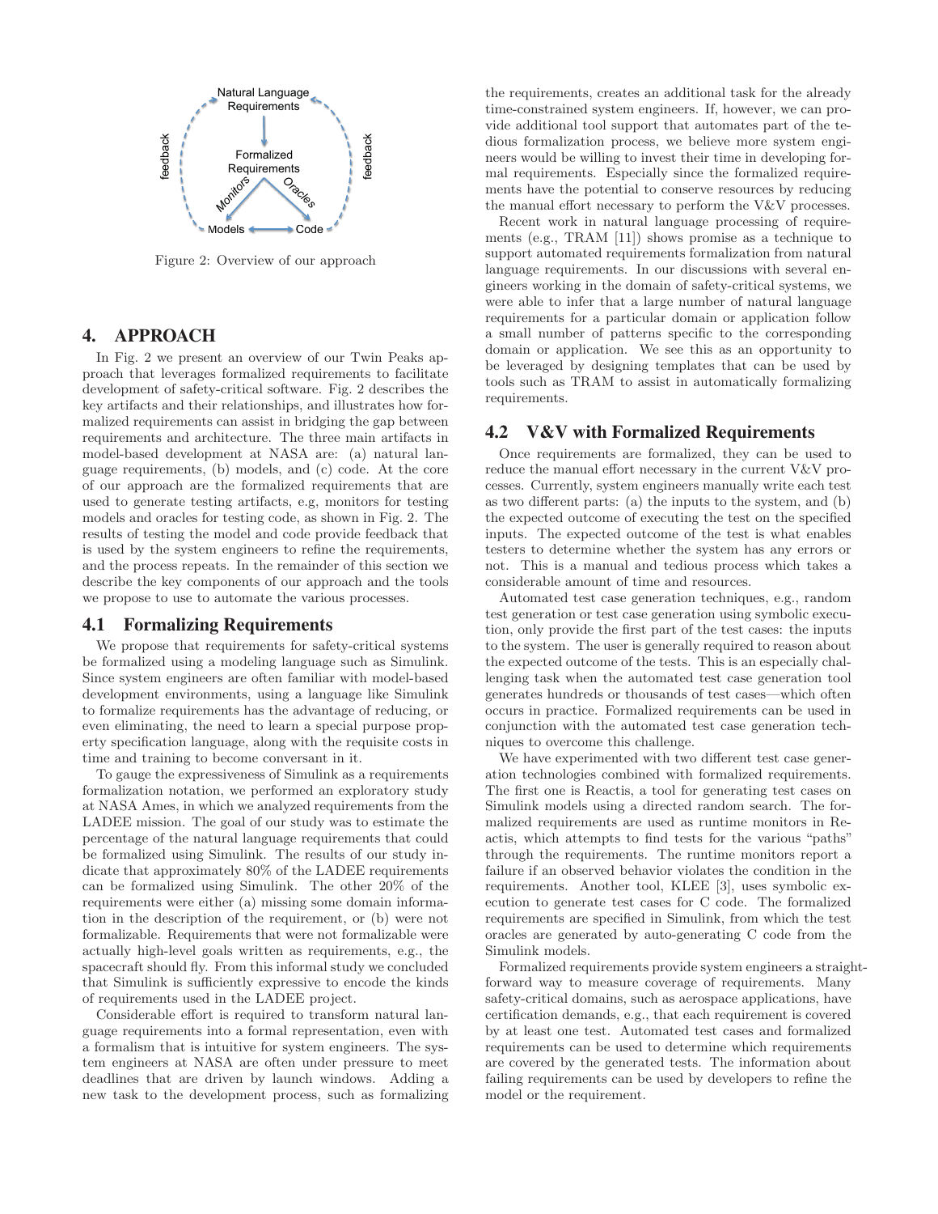Natural Language Requirements

Formalized Requirements

Monitors

Oracles

Models

Code

feedback

feedback

Figure 2: Overview of our approach

## 4. APPROACH

In Fig. 2 we present an overview of our Twin Peaks approach that leverages formalized requirements to facilitate development of safety-critical software. Fig. 2 describes the key artifacts and their relationships, and illustrates how formalized requirements can assist in bridging the gap between requirements and architecture. The three main artifacts in model-based development at NASA are: (a) natural language requirements, (b) models, and (c) code. At the core of our approach are the formalized requirements that are used to generate testing artifacts, e.g, monitors for testing models and oracles for testing code, as shown in Fig. 2. The results of testing the model and code provide feedback that is used by the system engineers to refine the requirements, and the process repeats. In the remainder of this section we describe the key components of our approach and the tools we propose to use to automate the various processes.

### 4.1 Formalizing Requirements

We propose that requirements for safety-critical systems be formalized using a modeling language such as Simulink. Since system engineers are often familiar with model-based development environments, using a language like Simulink to formalize requirements has the advantage of reducing, or even eliminating, the need to learn a special purpose property specification language, along with the requisite costs in time and training to become conversant in it.

To gauge the expressiveness of Simulink as a requirements formalization notation, we performed an exploratory study at NASA Ames, in which we analyzed requirements from the LADEE mission. The goal of our study was to estimate the percentage of the natural language requirements that could be formalized using Simulink. The results of our study indicate that approximately 80% of the LADEE requirements can be formalized using Simulink. The other 20% of the requirements were either (a) missing some domain information in the description of the requirement, or (b) were not formalizable. Requirements that were not formalizable were actually high-level goals written as requirements, e.g., the spacecraft should fly. From this informal study we concluded that Simulink is sufficiently expressive to encode the kinds of requirements used in the LADEE project.

Considerable effort is required to transform natural language requirements into a formal representation, even with a formalism that is intuitive for system engineers. The system engineers at NASA are often under pressure to meet deadlines that are driven by launch windows. Adding a new task to the development process, such as formalizing the requirements, creates an additional task for the already time-constrained system engineers. If, however, we can provide additional tool support that automates part of the tedious formalization process, we believe more system engineers would be willing to invest their time in developing formal requirements. Especially since the formalized requirements have the potential to conserve resources by reducing the manual effort necessary to perform the V&V processes.

Recent work in natural language processing of requirements (e.g., TRAM [11]) shows promise as a technique to support automated requirements formalization from natural language requirements. In our discussions with several engineers working in the domain of safety-critical systems, we were able to infer that a large number of natural language requirements for a particular domain or application follow a small number of patterns specific to the corresponding domain or application. We see this as an opportunity to be leveraged by designing templates that can be used by tools such as TRAM to assist in automatically formalizing requirements.

### 4.2 V&V with Formalized Requirements

Once requirements are formalized, they can be used to reduce the manual effort necessary in the current V&V processes. Currently, system engineers manually write each test as two different parts: (a) the inputs to the system, and (b) the expected outcome of executing the test on the specified inputs. The expected outcome of the test is what enables testers to determine whether the system has any errors or not. This is a manual and tedious process which takes a considerable amount of time and resources.

Automated test case generation techniques, e.g., random test generation or test case generation using symbolic execution, only provide the first part of the test cases: the inputs to the system. The user is generally required to reason about the expected outcome of the tests. This is an especially challenging task when the automated test case generation tool generates hundreds or thousands of test cases—which often occurs in practice. Formalized requirements can be used in conjunction with the automated test case generation techniques to overcome this challenge.

We have experimented with two different test case generation technologies combined with formalized requirements. The first one is Reactis, a tool for generating test cases on Simulink models using a directed random search. The formalized requirements are used as runtime monitors in Reactis, which attempts to find tests for the various "paths" through the requirements. The runtime monitors report a failure if an observed behavior violates the condition in the requirements. Another tool, KLEE [3], uses symbolic execution to generate test cases for C code. The formalized requirements are specified in Simulink, from which the test oracles are generated by auto-generating C code from the Simulink models.

Formalized requirements provide system engineers a straightforward way to measure coverage of requirements. Many safety-critical domains, such as aerospace applications, have certification demands, e.g., that each requirement is covered by at least one test. Automated test cases and formalized requirements can be used to determine which requirements are covered by the generated tests. The information about failing requirements can be used by developers to refine the model or the requirement.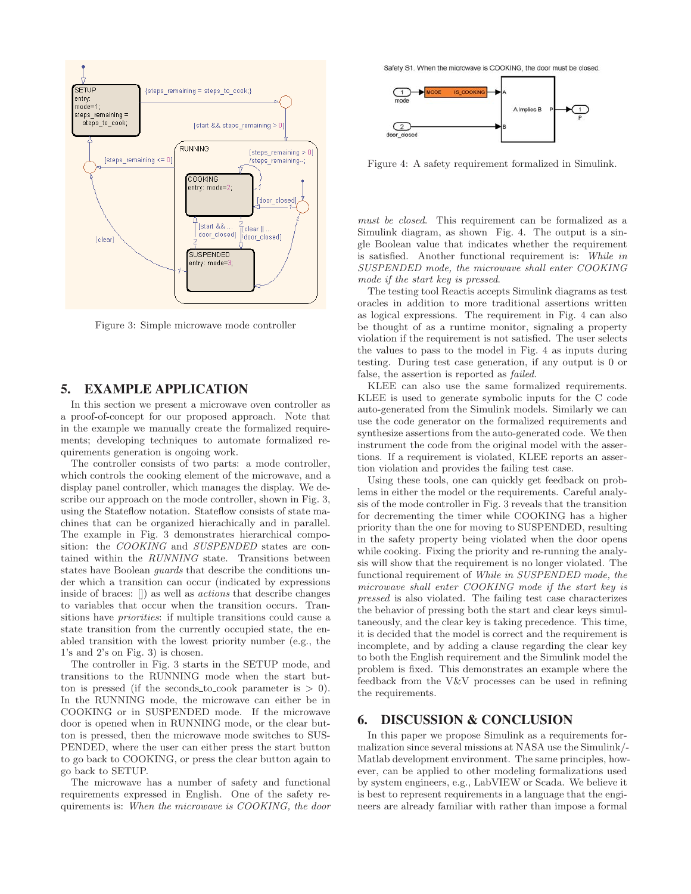Figure 3: Simple microwave mode controller

## 5. EXAMPLE APPLICATION

In this section we present a microwave oven controller as a proof-of-concept for our proposed approach. Note that in the example we manually create the formalized requirements; developing techniques to automate formalized requirements generation is ongoing work.

The controller consists of two parts: a mode controller, which controls the cooking element of the microwave, and a display panel controller, which manages the display. We describe our approach on the mode controller, shown in Fig. 3, using the Stateflow notation. Stateflow consists of state machines that can be organized hierarchically and in parallel. The example in Fig. 3 demonstrates hierarchical composition: the *COOKING* and *SUSPENDED* states are contained within the *RUNNING* state. Transitions between states have Boolean *guards* that describe the conditions under which a transition can occur (indicated by expressions inside of braces: []) as well as *actions* that describe changes to variables that occur when the transition occurs. Transitions have *priorities*: if multiple transitions could cause a state transition from the currently occupied state, the enabled transition with the lowest priority number (e.g., the 1's and 2's on Fig. 3) is chosen.

The controller in Fig. 3 starts in the SETUP mode, and transitions to the RUNNING mode when the start button is pressed (if the seconds_to_cook parameter is $> 0$). In the RUNNING mode, the microwave can either be in COOKING or in SUSPENDED mode. If the microwave door is opened when in RUNNING mode, or the clear button is pressed, then the microwave mode switches to SUSPENDED, where the user can either press the start button to go back to COOKING, or press the clear button again to go back to SETUP.

The microwave has a number of safety and functional requirements expressed in English. One of the safety requirements is: *When the microwave is COOKING, the door must be closed*. This requirement can be formalized as a Simulink diagram, as shown Fig. 4. The output is a single Boolean value that indicates whether the requirement is satisfied. Another functional requirement is: *While in SUSPENDED mode, the microwave shall enter COOKING mode if the start key is pressed*.

Safety S1. When the microwave is COOKING, the door must be closed.

Figure 4: A safety requirement formalized in Simulink.

The testing tool Reactis accepts Simulink diagrams as test oracles in addition to more traditional assertions written as logical expressions. The requirement in Fig. 4 can also be thought of as a runtime monitor, signaling a property violation if the requirement is not satisfied. The user selects the values to pass to the model in Fig. 4 as inputs during testing. During test case generation, if any output is 0 or false, the assertion is reported as *failed*.

KLEE can also use the same formalized requirements. KLEE is used to generate symbolic inputs for the C code auto-generated from the Simulink models. Similarly we can use the code generator on the formalized requirements and synthesize assertions from the auto-generated code. We then instrument the code from the original model with the assertions. If a requirement is violated, KLEE reports an assertion violation and provides the failing test case.

Using these tools, one can quickly get feedback on problems in either the model or the requirements. Careful analysis of the mode controller in Fig. 3 reveals that the transition for decrementing the timer while COOKING has a higher priority than the one for moving to SUSPENDED, resulting in the safety property being violated when the door opens while cooking. Fixing the priority and re-running the analysis will show that the requirement is no longer violated. The functional requirement of *While in SUSPENDED mode, the microwave shall enter COOKING mode if the start key is pressed* is also violated. The failing test case characterizes the behavior of pressing both the start and clear keys simultaneously, and the clear key is taking precedence. This time, it is decided that the model is correct and the requirement is incomplete, and by adding a clause regarding the clear key to both the English requirement and the Simulink model the problem is fixed. This demonstrates an example where the feedback from the V&V processes can be used in refining the requirements.

## 6. DISCUSSION & CONCLUSION

In this paper we propose Simulink as a requirements formalization since several missions at NASA use the Simulink/-Matlab development environment. The same principles, however, can be applied to other modeling formalizations used by system engineers, e.g., LabVIEW or Scada. We believe it is best to represent requirements in a language that the engineers are already familiar with rather than impose a formal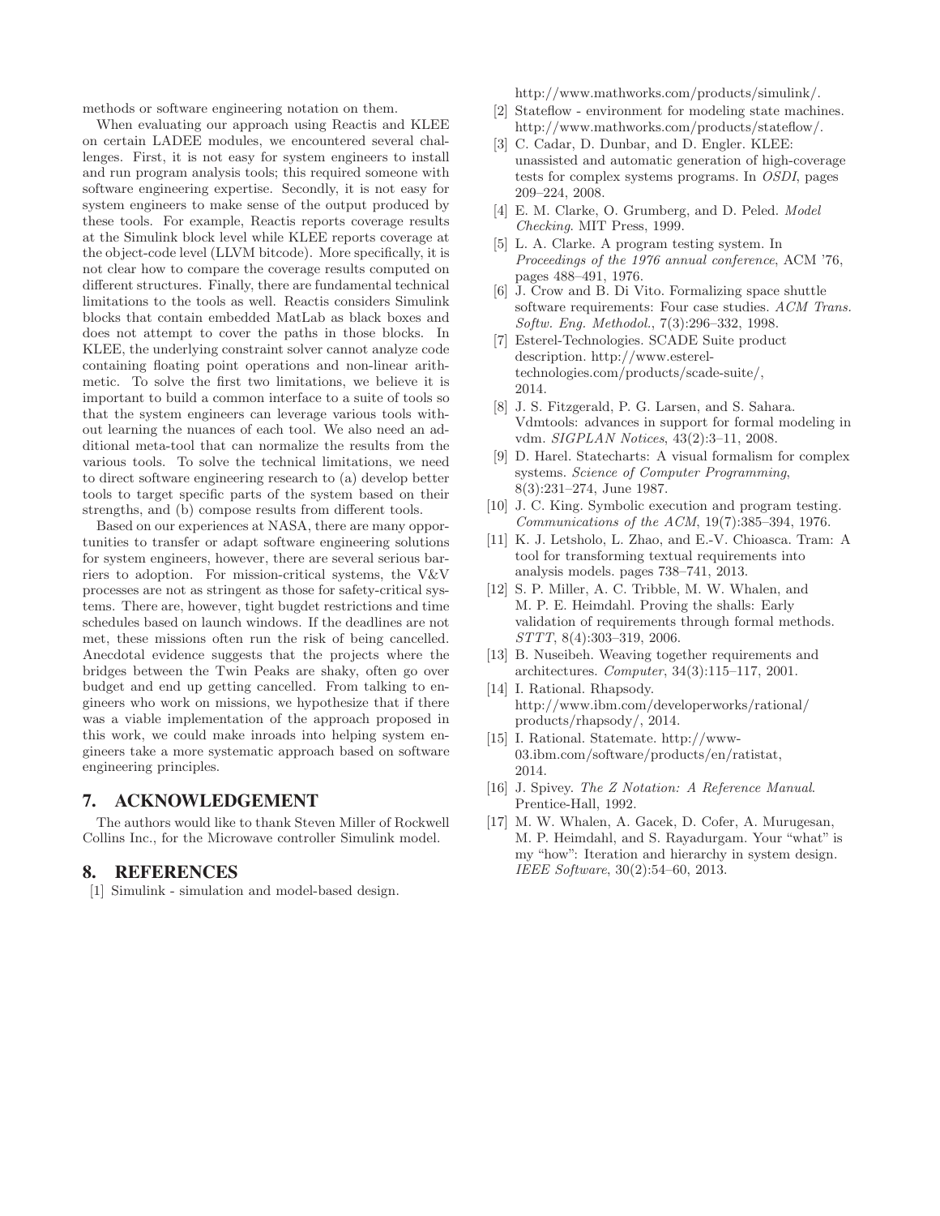methods or software engineering notation on them.

When evaluating our approach using Reactis and KLEE on certain LADEE modules, we encountered several challenges. First, it is not easy for system engineers to install and run program analysis tools; this required someone with software engineering expertise. Secondly, it is not easy for system engineers to make sense of the output produced by these tools. For example, Reactis reports coverage results at the Simulink block level while KLEE reports coverage at the object-code level (LLVM bitcode). More specifically, it is not clear how to compare the coverage results computed on different structures. Finally, there are fundamental technical limitations to the tools as well. Reactis considers Simulink blocks that contain embedded MatLab as black boxes and does not attempt to cover the paths in those blocks. In KLEE, the underlying constraint solver cannot analyze code containing floating point operations and non-linear arithmetic. To solve the first two limitations, we believe it is important to build a common interface to a suite of tools so that the system engineers can leverage various tools without learning the nuances of each tool. We also need an additional meta-tool that can normalize the results from the various tools. To solve the technical limitations, we need to direct software engineering research to (a) develop better tools to target specific parts of the system based on their strengths, and (b) compose results from different tools.

Based on our experiences at NASA, there are many opportunities to transfer or adapt software engineering solutions for system engineers, however, there are several serious barriers to adoption. For mission-critical systems, the V&V processes are not as stringent as those for safety-critical systems. There are, however, tight bugdet restrictions and time schedules based on launch windows. If the deadlines are not met, these missions often run the risk of being cancelled. Anecdotal evidence suggests that the projects where the bridges between the Twin Peaks are shaky, often go over budget and end up getting cancelled. From talking to engineers who work on missions, we hypothesize that if there was a viable implementation of the approach proposed in this work, we could make inroads into helping system engineers take a more systematic approach based on software engineering principles.

## 7. ACKNOWLEDGEMENT

The authors would like to thank Steven Miller of Rockwell Collins Inc., for the Microwave controller Simulink model.

## 8. REFERENCES

[1] Simulink - simulation and model-based design. http://www.mathworks.com/products/simulink/.

[2] Stateflow - environment for modeling state machines. http://www.mathworks.com/products/stateflow/.

[3] C. Cadar, D. Dunbar, and D. Engler. KLEE: unassisted and automatic generation of high-coverage tests for complex systems programs. In *OSDI*, pages 209–224, 2008.

[4] E. M. Clarke, O. Grumberg, and D. Peled. *Model Checking*. MIT Press, 1999.

[5] L. A. Clarke. A program testing system. In *Proceedings of the 1976 annual conference*, ACM '76, pages 488–491, 1976.

[6] J. Crow and B. Di Vito. Formalizing space shuttle software requirements: Four case studies. *ACM Trans. Softw. Eng. Methodol.*, 7(3):296–332, 1998.

[7] Esterel-Technologies. SCADE Suite product description. http://www.esterel-technologies.com/products/scade-suite/, 2014.

[8] J. S. Fitzgerald, P. G. Larsen, and S. Sahara. Vdmtools: advances in support for formal modeling in vdm. *SIGPLAN Notices*, 43(2):3–11, 2008.

[9] D. Harel. Statecharts: A visual formalism for complex systems. *Science of Computer Programming*, 8(3):231–274, June 1987.

[10] J. C. King. Symbolic execution and program testing. *Communications of the ACM*, 19(7):385–394, 1976.

[11] K. J. Letsholo, L. Zhao, and E.-V. Chioasca. Tram: A tool for transforming textual requirements into analysis models. pages 738–741, 2013.

[12] S. P. Miller, A. C. Tribble, M. W. Whalen, and M. P. E. Heimdahl. Proving the shalls: Early validation of requirements through formal methods. *STTT*, 8(4):303–319, 2006.

[13] B. Nuseibeh. Weaving together requirements and architectures. *Computer*, 34(3):115–117, 2001.

[14] I. Rational. Rhapsody. http://www.ibm.com/developerworks/rational/products/rhapsody/, 2014.

[15] I. Rational. Statemate. http://www-03.ibm.com/software/products/en/ratistat, 2014.

[16] J. Spivey. *The Z Notation: A Reference Manual*. Prentice-Hall, 1992.

[17] M. W. Whalen, A. Gacek, D. Cofer, A. Murugesan, M. P. Heimdahl, and S. Rayadurgam. Your "what" is my "how": Iteration and hierarchy in system design. *IEEE Software*, 30(2):54–60, 2013.